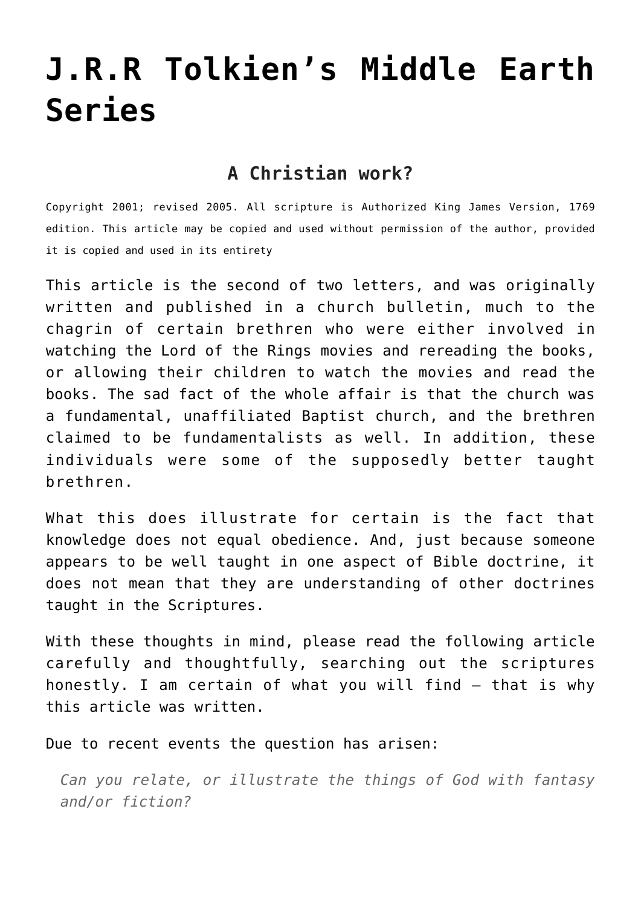# J.R.R Tolkien’s Middle Earth Series

## A Christian work?

Copyright 2001; revised 2005. All scripture is Authorized King James Version, 1769 edition. This article may be copied and used without permission of the author, provided it is copied and used in its entirety

This article is the second of two letters, and was originally written and published in a church bulletin, much to the chagrin of certain brethren who were either involved in watching the Lord of the Rings movies and rereading the books, or allowing their children to watch the movies and read the books. The sad fact of the whole affair is that the church was a fundamental, unaffiliated Baptist church, and the brethren claimed to be fundamentalists as well. In addition, these individuals were some of the supposedly better taught brethren.

What this does illustrate for certain is the fact that knowledge does not equal obedience. And, just because someone appears to be well taught in one aspect of Bible doctrine, it does not mean that they are understanding of other doctrines taught in the Scriptures.

With these thoughts in mind, please read the following article carefully and thoughtfully, searching out the scriptures honestly. I am certain of what you will find – that is why this article was written.

Due to recent events the question has arisen:

> *Can you relate, or illustrate the things of God with fantasy and/or fiction?*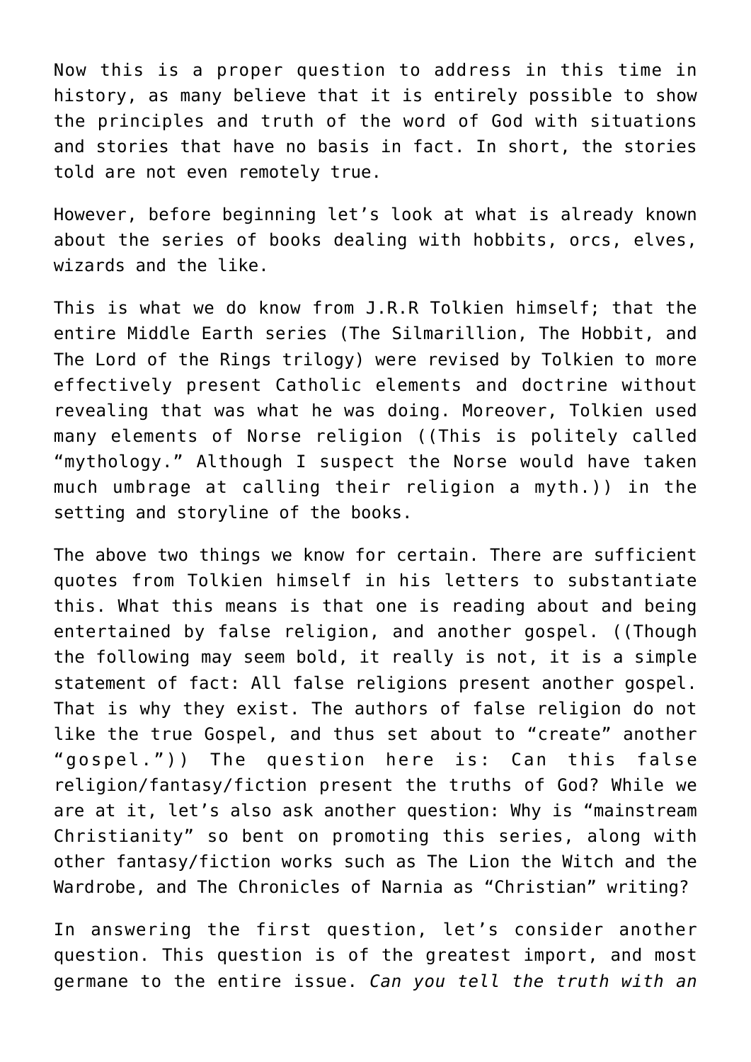Now this is a proper question to address in this time in history, as many believe that it is entirely possible to show the principles and truth of the word of God with situations and stories that have no basis in fact. In short, the stories told are not even remotely true.

However, before beginning let's look at what is already known about the series of books dealing with hobbits, orcs, elves, wizards and the like.

This is what we do know from J.R.R Tolkien himself; that the entire Middle Earth series (The Silmarillion, The Hobbit, and The Lord of the Rings trilogy) were revised by Tolkien to more effectively present Catholic elements and doctrine without revealing that was what he was doing. Moreover, Tolkien used many elements of Norse religion ((This is politely called "mythology." Although I suspect the Norse would have taken much umbrage at calling their religion a myth.)) in the setting and storyline of the books.

The above two things we know for certain. There are sufficient quotes from Tolkien himself in his letters to substantiate this. What this means is that one is reading about and being entertained by false religion, and another gospel. ((Though the following may seem bold, it really is not, it is a simple statement of fact: All false religions present another gospel. That is why they exist. The authors of false religion do not like the true Gospel, and thus set about to "create" another "gospel.")) The question here is: Can this false religion/fantasy/fiction present the truths of God? While we are at it, let's also ask another question: Why is "mainstream Christianity" so bent on promoting this series, along with other fantasy/fiction works such as The Lion the Witch and the Wardrobe, and The Chronicles of Narnia as "Christian" writing?

In answering the first question, let's consider another question. This question is of the greatest import, and most germane to the entire issue. *Can you tell the truth with an*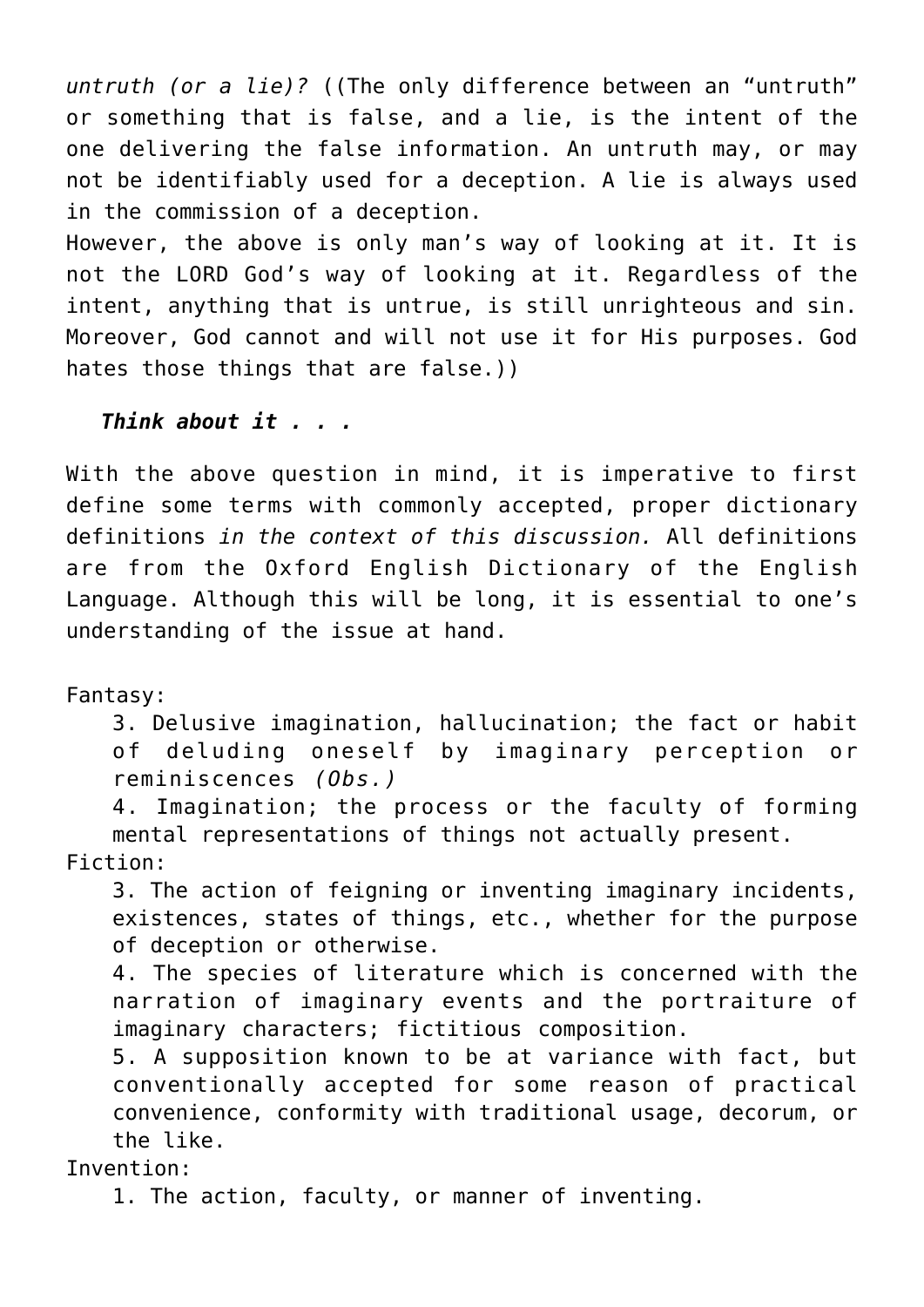*untruth (or a lie)?* ((The only difference between an "untruth" or something that is false, and a lie, is the intent of the one delivering the false information. An untruth may, or may not be identifiably used for a deception. A lie is always used in the commission of a deception.
However, the above is only man's way of looking at it. It is not the LORD God's way of looking at it. Regardless of the intent, anything that is untrue, is still unrighteous and sin. Moreover, God cannot and will not use it for His purposes. God hates those things that are false.))

***Think about it . . .***

With the above question in mind, it is imperative to first define some terms with commonly accepted, proper dictionary definitions *in the context of this discussion.* All definitions are from the Oxford English Dictionary of the English Language. Although this will be long, it is essential to one's understanding of the issue at hand.

Fantasy:

> 3. Delusive imagination, hallucination; the fact or habit of deluding oneself by imaginary perception or reminiscences *(Obs.)*
>
> 4. Imagination; the process or the faculty of forming mental representations of things not actually present.

Fiction:

> 3. The action of feigning or inventing imaginary incidents, existences, states of things, etc., whether for the purpose of deception or otherwise.
>
> 4. The species of literature which is concerned with the narration of imaginary events and the portraiture of imaginary characters; fictitious composition.
>
> 5. A supposition known to be at variance with fact, but conventionally accepted for some reason of practical convenience, conformity with traditional usage, decorum, or the like.

Invention:

> 1. The action, faculty, or manner of inventing.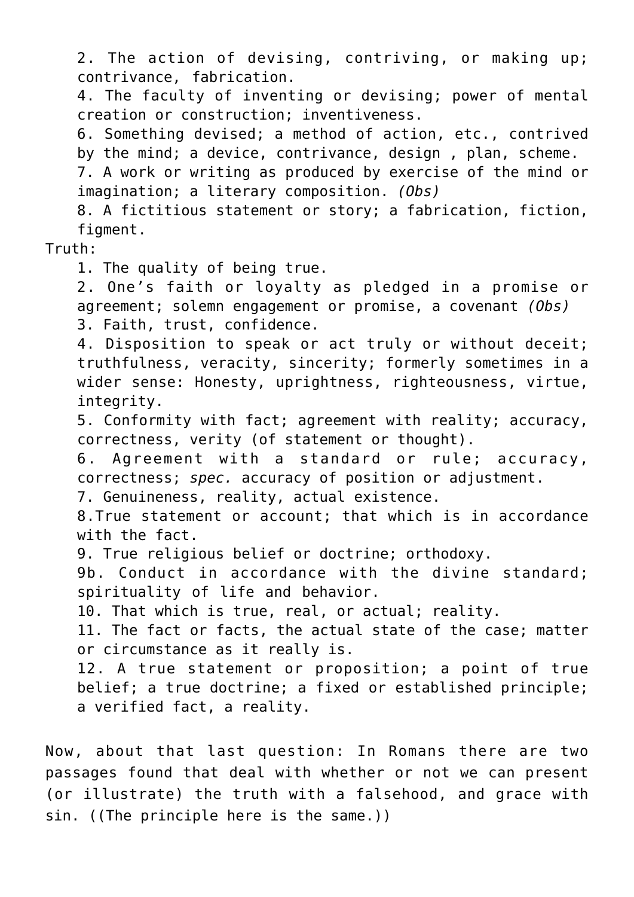2. The action of devising, contriving, or making up; contrivance, fabrication.

4. The faculty of inventing or devising; power of mental creation or construction; inventiveness.

6. Something devised; a method of action, etc., contrived by the mind; a device, contrivance, design , plan, scheme.

7. A work or writing as produced by exercise of the mind or imagination; a literary composition. *(Obs)*

8. A fictitious statement or story; a fabrication, fiction, figment.

Truth:

1. The quality of being true.

2. One's faith or loyalty as pledged in a promise or agreement; solemn engagement or promise, a covenant *(Obs)*

3. Faith, trust, confidence.

4. Disposition to speak or act truly or without deceit; truthfulness, veracity, sincerity; formerly sometimes in a wider sense: Honesty, uprightness, righteousness, virtue, integrity.

5. Conformity with fact; agreement with reality; accuracy, correctness, verity (of statement or thought).

6. Agreement with a standard or rule; accuracy, correctness; *spec.* accuracy of position or adjustment.

7. Genuineness, reality, actual existence.

8.True statement or account; that which is in accordance with the fact.

9. True religious belief or doctrine; orthodoxy.

9b. Conduct in accordance with the divine standard; spirituality of life and behavior.

10. That which is true, real, or actual; reality.

11. The fact or facts, the actual state of the case; matter or circumstance as it really is.

12. A true statement or proposition; a point of true belief; a true doctrine; a fixed or established principle; a verified fact, a reality.

Now, about that last question: In Romans there are two passages found that deal with whether or not we can present (or illustrate) the truth with a falsehood, and grace with sin. ((The principle here is the same.))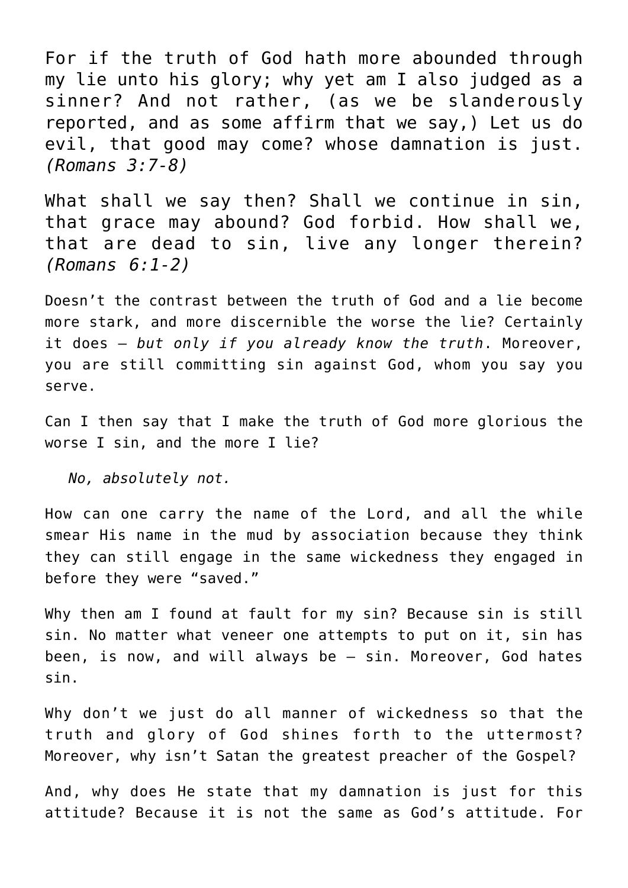For if the truth of God hath more abounded through my lie unto his glory; why yet am I also judged as a sinner? And not rather, (as we be slanderously reported, and as some affirm that we say,) Let us do evil, that good may come? whose damnation is just. *(Romans 3:7-8)*

What shall we say then? Shall we continue in sin, that grace may abound? God forbid. How shall we, that are dead to sin, live any longer therein? *(Romans 6:1-2)*

Doesn't the contrast between the truth of God and a lie become more stark, and more discernible the worse the lie? Certainly it does – *but only if you already know the truth*. Moreover, you are still committing sin against God, whom you say you serve.

Can I then say that I make the truth of God more glorious the worse I sin, and the more I lie?

*No, absolutely not.*

How can one carry the name of the Lord, and all the while smear His name in the mud by association because they think they can still engage in the same wickedness they engaged in before they were "saved."

Why then am I found at fault for my sin? Because sin is still sin. No matter what veneer one attempts to put on it, sin has been, is now, and will always be – sin. Moreover, God hates sin.

Why don't we just do all manner of wickedness so that the truth and glory of God shines forth to the uttermost? Moreover, why isn't Satan the greatest preacher of the Gospel?

And, why does He state that my damnation is just for this attitude? Because it is not the same as God's attitude. For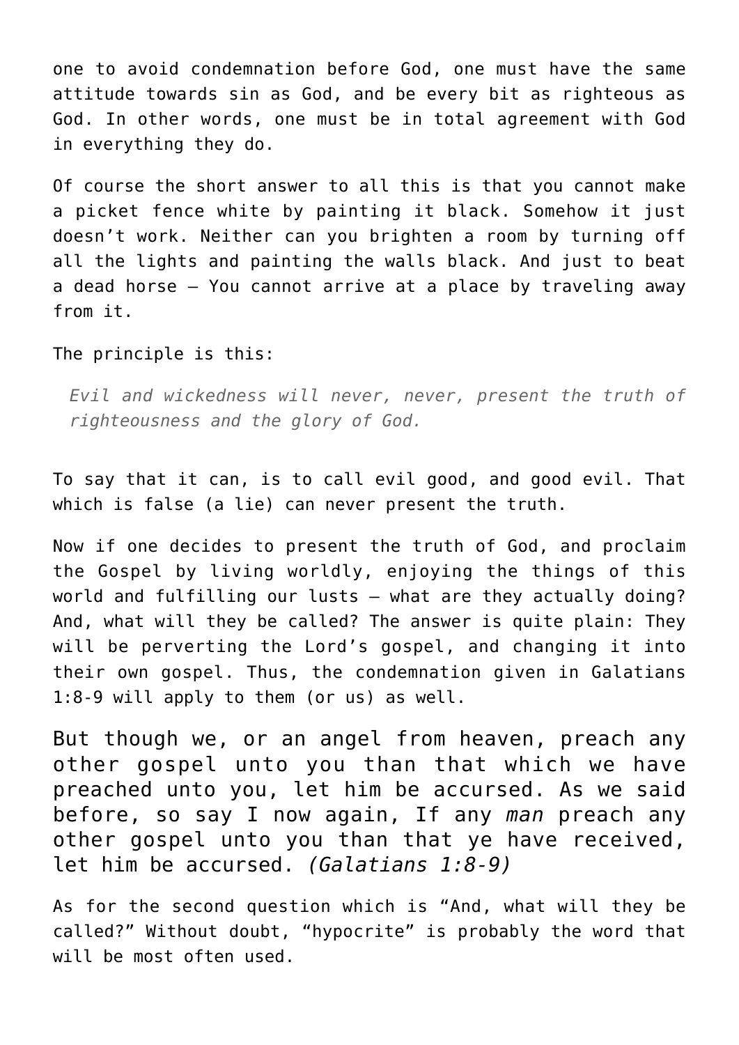one to avoid condemnation before God, one must have the same attitude towards sin as God, and be every bit as righteous as God. In other words, one must be in total agreement with God in everything they do.

Of course the short answer to all this is that you cannot make a picket fence white by painting it black. Somehow it just doesn't work. Neither can you brighten a room by turning off all the lights and painting the walls black. And just to beat a dead horse – You cannot arrive at a place by traveling away from it.

The principle is this:

> *Evil and wickedness will never, never, present the truth of righteousness and the glory of God.*

To say that it can, is to call evil good, and good evil. That which is false (a lie) can never present the truth.

Now if one decides to present the truth of God, and proclaim the Gospel by living worldly, enjoying the things of this world and fulfilling our lusts – what are they actually doing? And, what will they be called? The answer is quite plain: They will be perverting the Lord's gospel, and changing it into their own gospel. Thus, the condemnation given in Galatians 1:8-9 will apply to them (or us) as well.

But though we, or an angel from heaven, preach any other gospel unto you than that which we have preached unto you, let him be accursed. As we said before, so say I now again, If any *man* preach any other gospel unto you than that ye have received, let him be accursed. *(Galatians 1:8-9)*

As for the second question which is "And, what will they be called?" Without doubt, "hypocrite" is probably the word that will be most often used.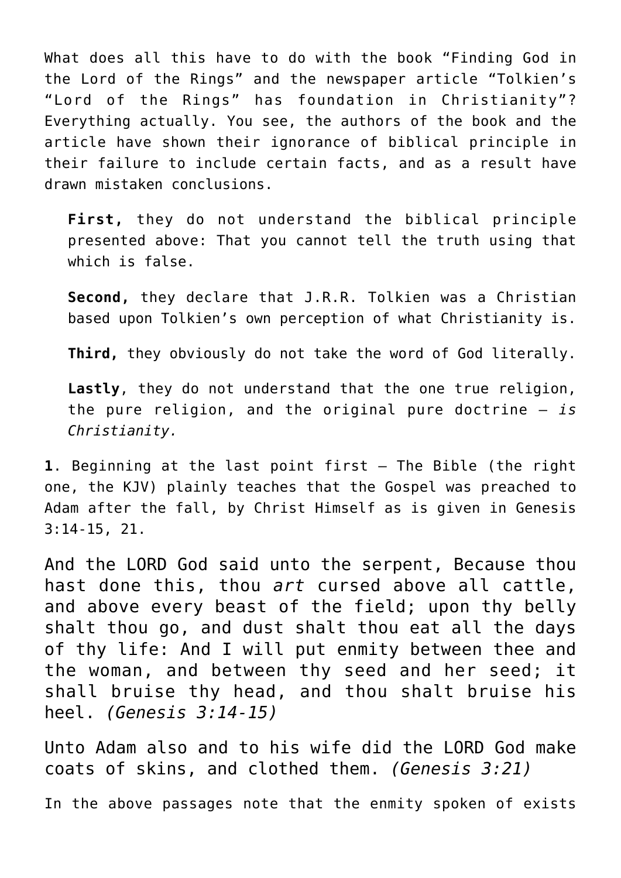What does all this have to do with the book “Finding God in the Lord of the Rings” and the newspaper article “Tolkien’s “Lord of the Rings” has foundation in Christianity”? Everything actually. You see, the authors of the book and the article have shown their ignorance of biblical principle in their failure to include certain facts, and as a result have drawn mistaken conclusions.

> **First,** they do not understand the biblical principle presented above: That you cannot tell the truth using that which is false.
>
> **Second,** they declare that J.R.R. Tolkien was a Christian based upon Tolkien’s own perception of what Christianity is.
>
> **Third,** they obviously do not take the word of God literally.
>
> **Lastly**, they do not understand that the one true religion, the pure religion, and the original pure doctrine – *is Christianity.*

**1**. Beginning at the last point first – The Bible (the right one, the KJV) plainly teaches that the Gospel was preached to Adam after the fall, by Christ Himself as is given in Genesis 3:14-15, 21.

And the LORD God said unto the serpent, Because thou hast done this, thou *art* cursed above all cattle, and above every beast of the field; upon thy belly shalt thou go, and dust shalt thou eat all the days of thy life: And I will put enmity between thee and the woman, and between thy seed and her seed; it shall bruise thy head, and thou shalt bruise his heel. *(Genesis 3:14-15)*

Unto Adam also and to his wife did the LORD God make coats of skins, and clothed them. *(Genesis 3:21)*

In the above passages note that the enmity spoken of exists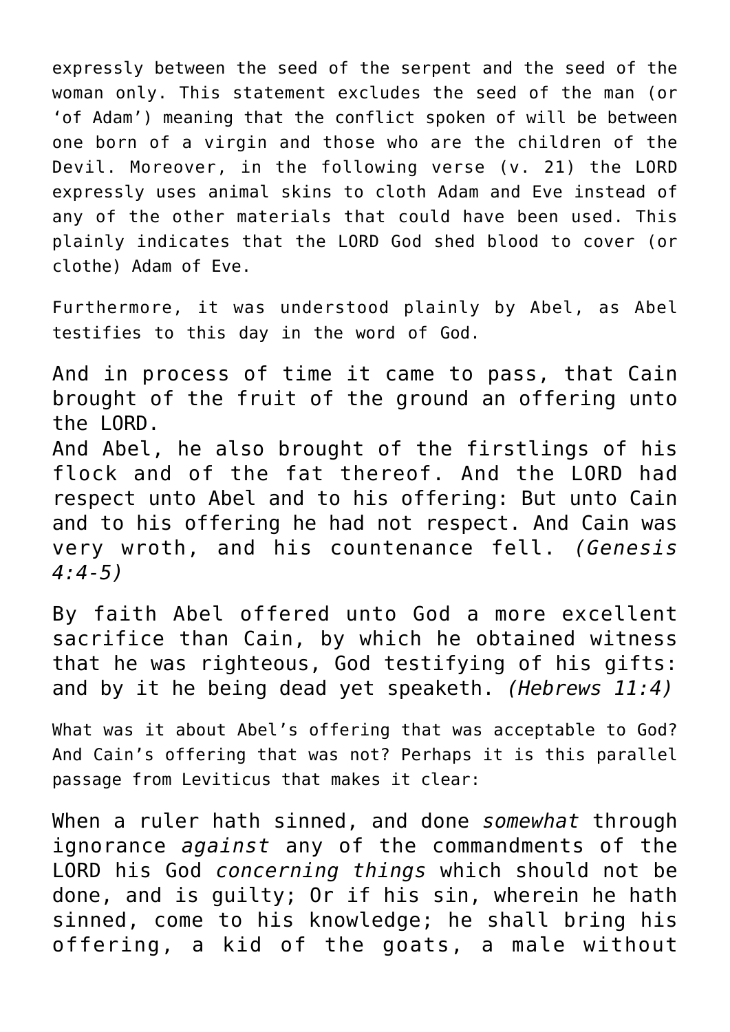expressly between the seed of the serpent and the seed of the woman only. This statement excludes the seed of the man (or 'of Adam') meaning that the conflict spoken of will be between one born of a virgin and those who are the children of the Devil. Moreover, in the following verse (v. 21) the LORD expressly uses animal skins to cloth Adam and Eve instead of any of the other materials that could have been used. This plainly indicates that the LORD God shed blood to cover (or clothe) Adam of Eve.

Furthermore, it was understood plainly by Abel, as Abel testifies to this day in the word of God.

> And in process of time it came to pass, that Cain brought of the fruit of the ground an offering unto the LORD.
> And Abel, he also brought of the firstlings of his flock and of the fat thereof. And the LORD had respect unto Abel and to his offering: But unto Cain and to his offering he had not respect. And Cain was very wroth, and his countenance fell. *(Genesis 4:4-5)*

> By faith Abel offered unto God a more excellent sacrifice than Cain, by which he obtained witness that he was righteous, God testifying of his gifts: and by it he being dead yet speaketh. *(Hebrews 11:4)*

What was it about Abel's offering that was acceptable to God? And Cain's offering that was not? Perhaps it is this parallel passage from Leviticus that makes it clear:

> When a ruler hath sinned, and done *somewhat* through ignorance *against* any of the commandments of the LORD his God *concerning things* which should not be done, and is guilty; Or if his sin, wherein he hath sinned, come to his knowledge; he shall bring his offering, a kid of the goats, a male without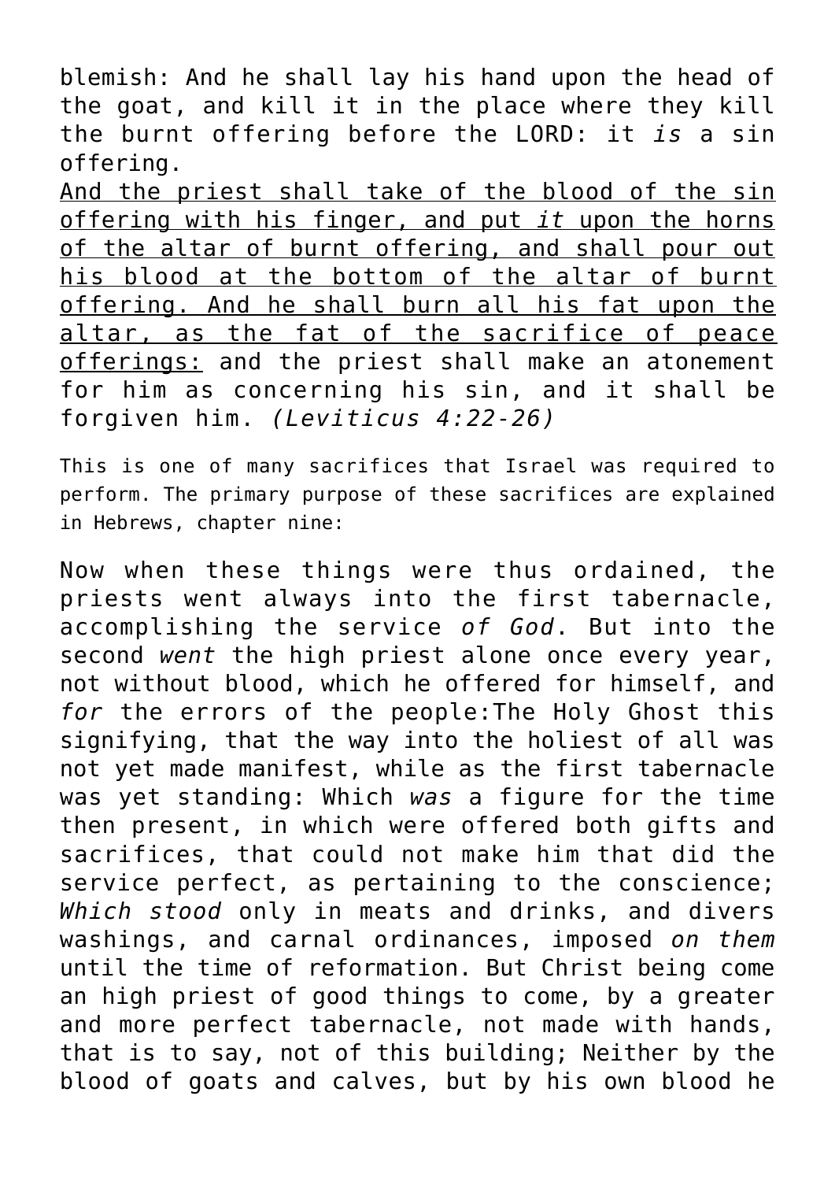blemish: And he shall lay his hand upon the head of the goat, and kill it in the place where they kill the burnt offering before the LORD: it *is* a sin offering.
<u>And the priest shall take of the blood of the sin offering with his finger, and put *it* upon the horns of the altar of burnt offering, and shall pour out his blood at the bottom of the altar of burnt offering. And he shall burn all his fat upon the altar, as the fat of the sacrifice of peace offerings:</u> and the priest shall make an atonement for him as concerning his sin, and it shall be forgiven him. *(Leviticus 4:22-26)*

This is one of many sacrifices that Israel was required to perform. The primary purpose of these sacrifices are explained in Hebrews, chapter nine:

Now when these things were thus ordained, the priests went always into the first tabernacle, accomplishing the service *of God*. But into the second *went* the high priest alone once every year, not without blood, which he offered for himself, and *for* the errors of the people:The Holy Ghost this signifying, that the way into the holiest of all was not yet made manifest, while as the first tabernacle was yet standing: Which *was* a figure for the time then present, in which were offered both gifts and sacrifices, that could not make him that did the service perfect, as pertaining to the conscience; *Which stood* only in meats and drinks, and divers washings, and carnal ordinances, imposed *on them* until the time of reformation. But Christ being come an high priest of good things to come, by a greater and more perfect tabernacle, not made with hands, that is to say, not of this building; Neither by the blood of goats and calves, but by his own blood he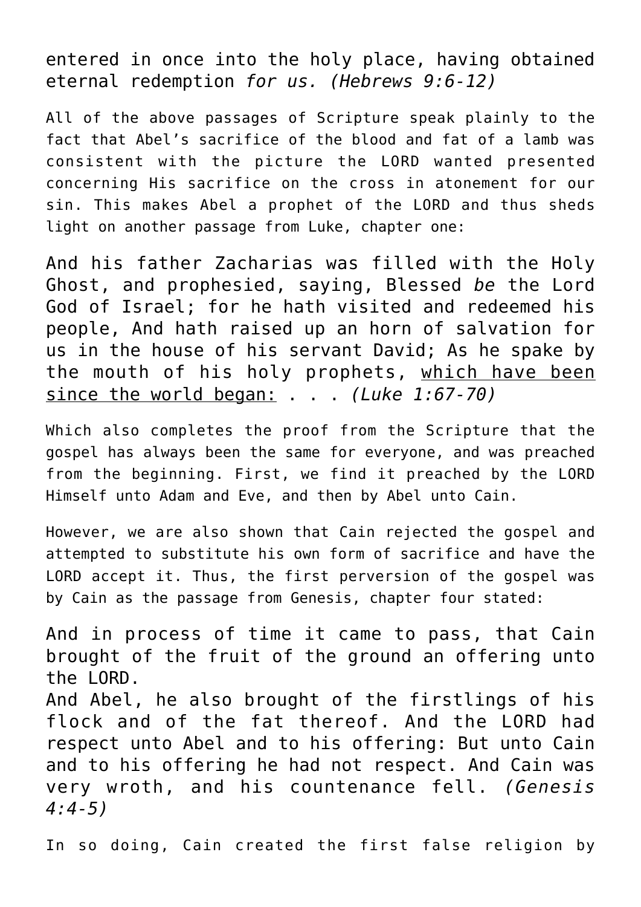entered in once into the holy place, having obtained eternal redemption *for us. (Hebrews 9:6-12)*

All of the above passages of Scripture speak plainly to the fact that Abel's sacrifice of the blood and fat of a lamb was consistent with the picture the LORD wanted presented concerning His sacrifice on the cross in atonement for our sin. This makes Abel a prophet of the LORD and thus sheds light on another passage from Luke, chapter one:

And his father Zacharias was filled with the Holy Ghost, and prophesied, saying, Blessed *be* the Lord God of Israel; for he hath visited and redeemed his people, And hath raised up an horn of salvation for us in the house of his servant David; As he spake by the mouth of his holy prophets, <u>which have been since the world began:</u> . . . *(Luke 1:67-70)*

Which also completes the proof from the Scripture that the gospel has always been the same for everyone, and was preached from the beginning. First, we find it preached by the LORD Himself unto Adam and Eve, and then by Abel unto Cain.

However, we are also shown that Cain rejected the gospel and attempted to substitute his own form of sacrifice and have the LORD accept it. Thus, the first perversion of the gospel was by Cain as the passage from Genesis, chapter four stated:

And in process of time it came to pass, that Cain brought of the fruit of the ground an offering unto the LORD.
And Abel, he also brought of the firstlings of his flock and of the fat thereof. And the LORD had respect unto Abel and to his offering: But unto Cain and to his offering he had not respect. And Cain was very wroth, and his countenance fell. *(Genesis 4:4-5)*

In so doing, Cain created the first false religion by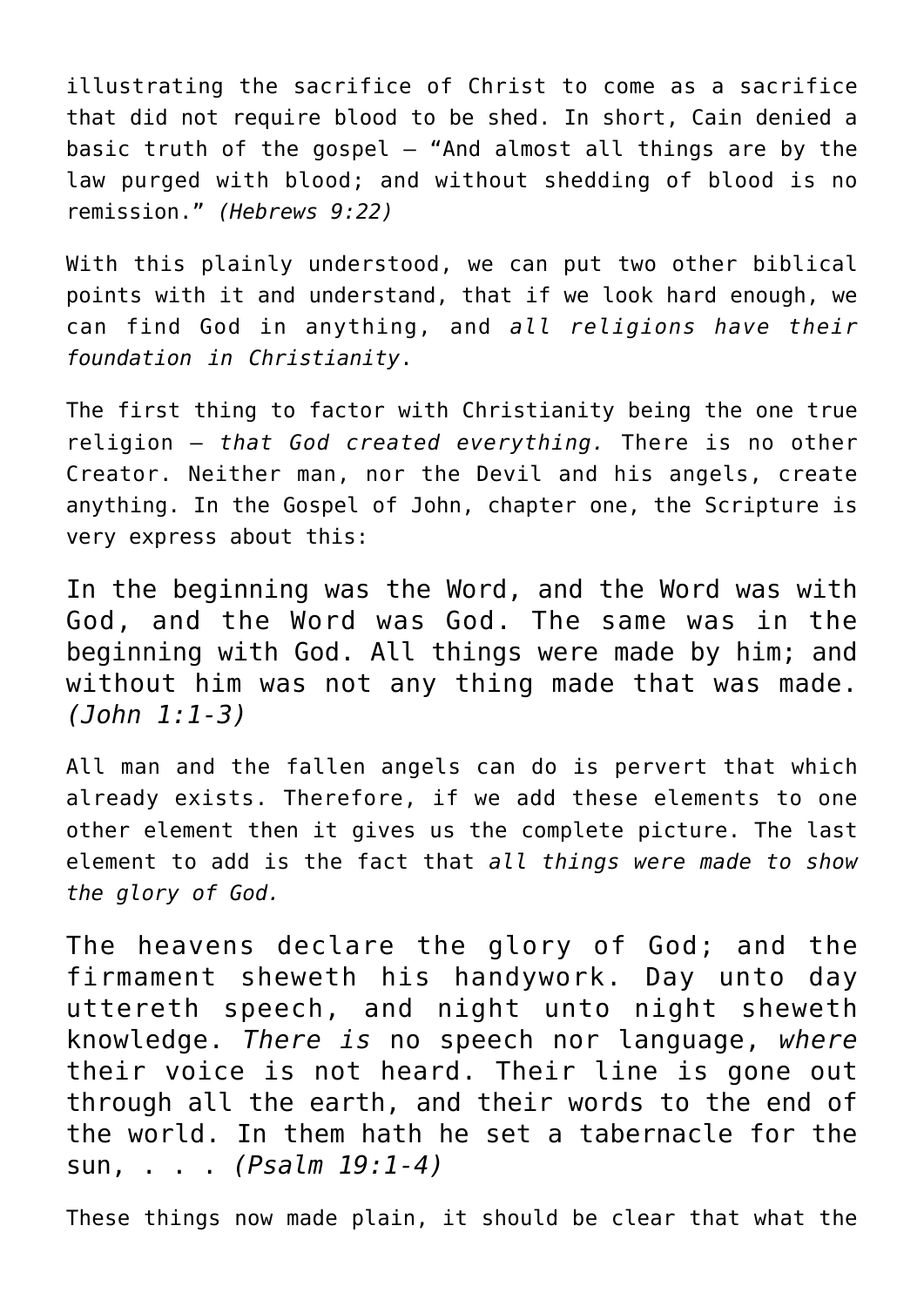illustrating the sacrifice of Christ to come as a sacrifice that did not require blood to be shed. In short, Cain denied a basic truth of the gospel – "And almost all things are by the law purged with blood; and without shedding of blood is no remission." *(Hebrews 9:22)*

With this plainly understood, we can put two other biblical points with it and understand, that if we look hard enough, we can find God in anything, and *all religions have their foundation in Christianity*.

The first thing to factor with Christianity being the one true religion – *that God created everything.* There is no other Creator. Neither man, nor the Devil and his angels, create anything. In the Gospel of John, chapter one, the Scripture is very express about this:

> In the beginning was the Word, and the Word was with God, and the Word was God. The same was in the beginning with God. All things were made by him; and without him was not any thing made that was made. *(John 1:1-3)*

All man and the fallen angels can do is pervert that which already exists. Therefore, if we add these elements to one other element then it gives us the complete picture. The last element to add is the fact that *all things were made to show the glory of God.*

> The heavens declare the glory of God; and the firmament sheweth his handywork. Day unto day uttereth speech, and night unto night sheweth knowledge. *There is* no speech nor language, *where* their voice is not heard. Their line is gone out through all the earth, and their words to the end of the world. In them hath he set a tabernacle for the sun, . . . *(Psalm 19:1-4)*

These things now made plain, it should be clear that what the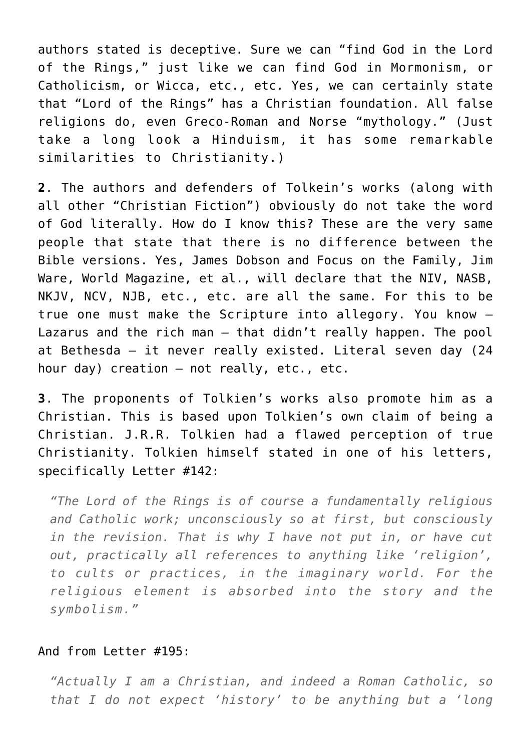authors stated is deceptive. Sure we can "find God in the Lord of the Rings," just like we can find God in Mormonism, or Catholicism, or Wicca, etc., etc. Yes, we can certainly state that "Lord of the Rings" has a Christian foundation. All false religions do, even Greco-Roman and Norse "mythology." (Just take a long look a Hinduism, it has some remarkable similarities to Christianity.)

**2**. The authors and defenders of Tolkein's works (along with all other "Christian Fiction") obviously do not take the word of God literally. How do I know this? These are the very same people that state that there is no difference between the Bible versions. Yes, James Dobson and Focus on the Family, Jim Ware, World Magazine, et al., will declare that the NIV, NASB, NKJV, NCV, NJB, etc., etc. are all the same. For this to be true one must make the Scripture into allegory. You know – Lazarus and the rich man – that didn't really happen. The pool at Bethesda – it never really existed. Literal seven day (24 hour day) creation – not really, etc., etc.

**3**. The proponents of Tolkien's works also promote him as a Christian. This is based upon Tolkien's own claim of being a Christian. J.R.R. Tolkien had a flawed perception of true Christianity. Tolkien himself stated in one of his letters, specifically Letter #142:

> *"The Lord of the Rings is of course a fundamentally religious and Catholic work; unconsciously so at first, but consciously in the revision. That is why I have not put in, or have cut out, practically all references to anything like 'religion', to cults or practices, in the imaginary world. For the religious element is absorbed into the story and the symbolism."*

And from Letter #195:

> *"Actually I am a Christian, and indeed a Roman Catholic, so that I do not expect 'history' to be anything but a 'long*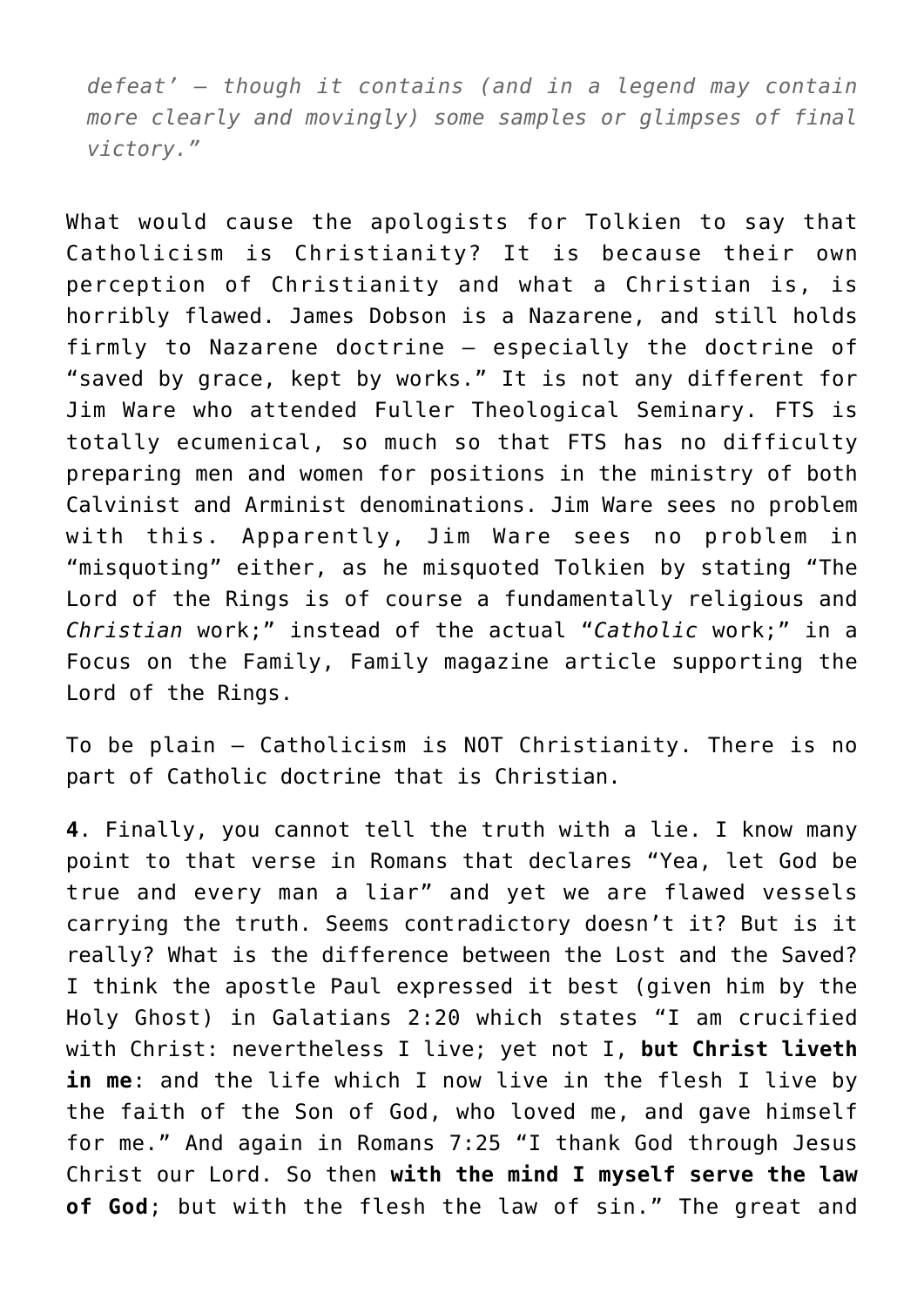*defeat' – though it contains (and in a legend may contain more clearly and movingly) some samples or glimpses of final victory."*

What would cause the apologists for Tolkien to say that Catholicism is Christianity? It is because their own perception of Christianity and what a Christian is, is horribly flawed. James Dobson is a Nazarene, and still holds firmly to Nazarene doctrine – especially the doctrine of "saved by grace, kept by works." It is not any different for Jim Ware who attended Fuller Theological Seminary. FTS is totally ecumenical, so much so that FTS has no difficulty preparing men and women for positions in the ministry of both Calvinist and Arminist denominations. Jim Ware sees no problem with this. Apparently, Jim Ware sees no problem in "misquoting" either, as he misquoted Tolkien by stating "The Lord of the Rings is of course a fundamentally religious and *Christian* work;" instead of the actual "*Catholic* work;" in a Focus on the Family, Family magazine article supporting the Lord of the Rings.

To be plain – Catholicism is NOT Christianity. There is no part of Catholic doctrine that is Christian.

**4**. Finally, you cannot tell the truth with a lie. I know many point to that verse in Romans that declares "Yea, let God be true and every man a liar" and yet we are flawed vessels carrying the truth. Seems contradictory doesn't it? But is it really? What is the difference between the Lost and the Saved? I think the apostle Paul expressed it best (given him by the Holy Ghost) in Galatians 2:20 which states "I am crucified with Christ: nevertheless I live; yet not I, **but Christ liveth in me**: and the life which I now live in the flesh I live by the faith of the Son of God, who loved me, and gave himself for me." And again in Romans 7:25 "I thank God through Jesus Christ our Lord. So then **with the mind I myself serve the law of God**; but with the flesh the law of sin." The great and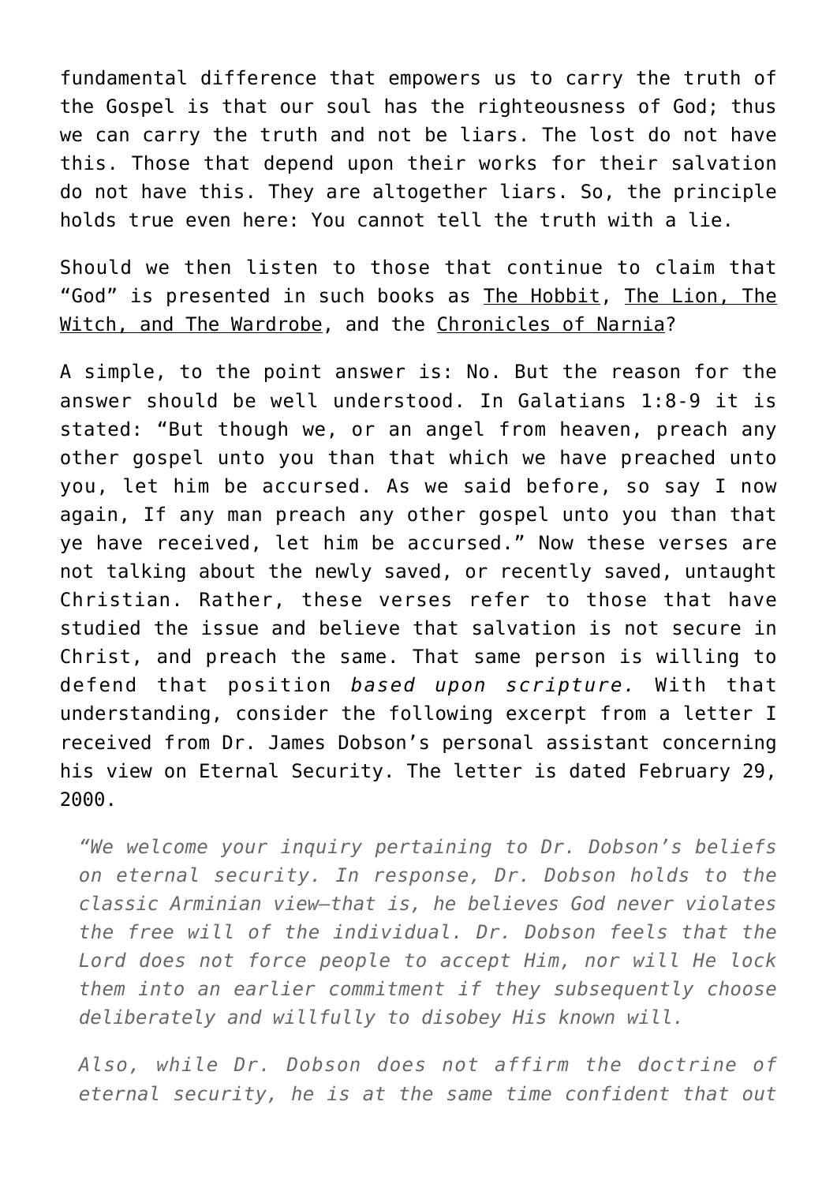fundamental difference that empowers us to carry the truth of the Gospel is that our soul has the righteousness of God; thus we can carry the truth and not be liars. The lost do not have this. Those that depend upon their works for their salvation do not have this. They are altogether liars. So, the principle holds true even here: You cannot tell the truth with a lie.

Should we then listen to those that continue to claim that “God” is presented in such books as The Hobbit, The Lion, The Witch, and The Wardrobe, and the Chronicles of Narnia?

A simple, to the point answer is: No. But the reason for the answer should be well understood. In Galatians 1:8-9 it is stated: “But though we, or an angel from heaven, preach any other gospel unto you than that which we have preached unto you, let him be accursed. As we said before, so say I now again, If any man preach any other gospel unto you than that ye have received, let him be accursed.” Now these verses are not talking about the newly saved, or recently saved, untaught Christian. Rather, these verses refer to those that have studied the issue and believe that salvation is not secure in Christ, and preach the same. That same person is willing to defend that position *based upon scripture.* With that understanding, consider the following excerpt from a letter I received from Dr. James Dobson’s personal assistant concerning his view on Eternal Security. The letter is dated February 29, 2000.

> *“We welcome your inquiry pertaining to Dr. Dobson’s beliefs on eternal security. In response, Dr. Dobson holds to the classic Arminian view—that is, he believes God never violates the free will of the individual. Dr. Dobson feels that the Lord does not force people to accept Him, nor will He lock them into an earlier commitment if they subsequently choose deliberately and willfully to disobey His known will.*
>
> *Also, while Dr. Dobson does not affirm the doctrine of eternal security, he is at the same time confident that out*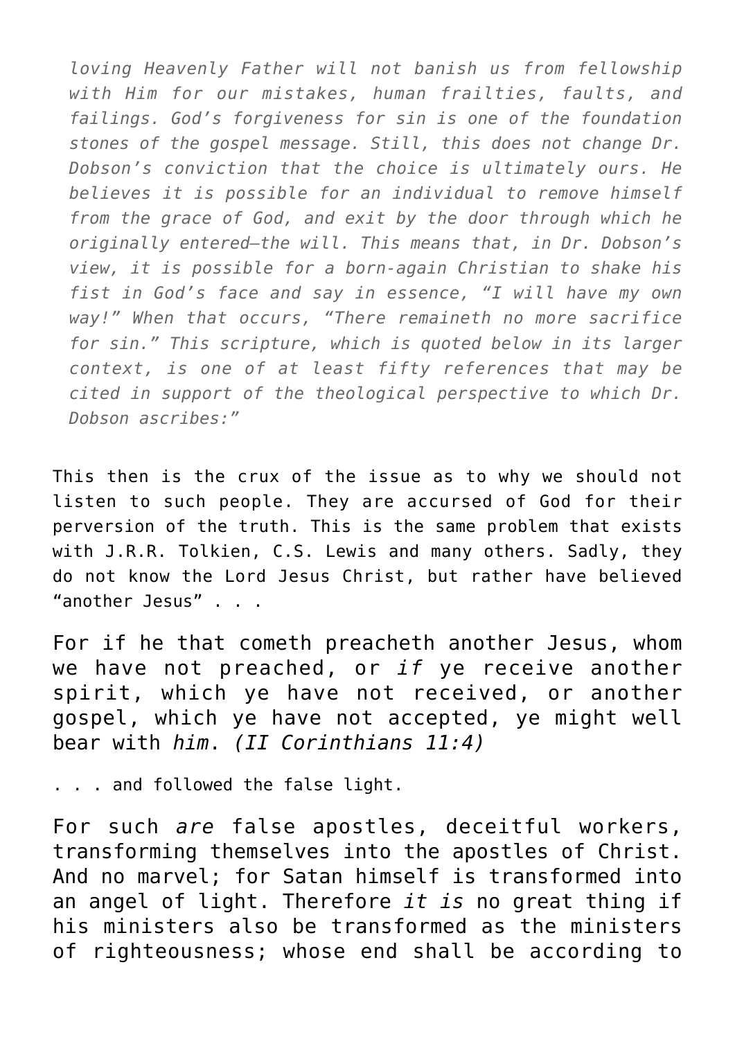*loving Heavenly Father will not banish us from fellowship with Him for our mistakes, human frailties, faults, and failings. God's forgiveness for sin is one of the foundation stones of the gospel message. Still, this does not change Dr. Dobson's conviction that the choice is ultimately ours. He believes it is possible for an individual to remove himself from the grace of God, and exit by the door through which he originally entered—the will. This means that, in Dr. Dobson's view, it is possible for a born-again Christian to shake his fist in God's face and say in essence, "I will have my own way!" When that occurs, "There remaineth no more sacrifice for sin." This scripture, which is quoted below in its larger context, is one of at least fifty references that may be cited in support of the theological perspective to which Dr. Dobson ascribes:"*

This then is the crux of the issue as to why we should not listen to such people. They are accursed of God for their perversion of the truth. This is the same problem that exists with J.R.R. Tolkien, C.S. Lewis and many others. Sadly, they do not know the Lord Jesus Christ, but rather have believed "another Jesus" . . .

For if he that cometh preacheth another Jesus, whom we have not preached, or *if* ye receive another spirit, which ye have not received, or another gospel, which ye have not accepted, ye might well bear with *him*. *(II Corinthians 11:4)*

. . . and followed the false light.

For such *are* false apostles, deceitful workers, transforming themselves into the apostles of Christ. And no marvel; for Satan himself is transformed into an angel of light. Therefore *it is* no great thing if his ministers also be transformed as the ministers of righteousness; whose end shall be according to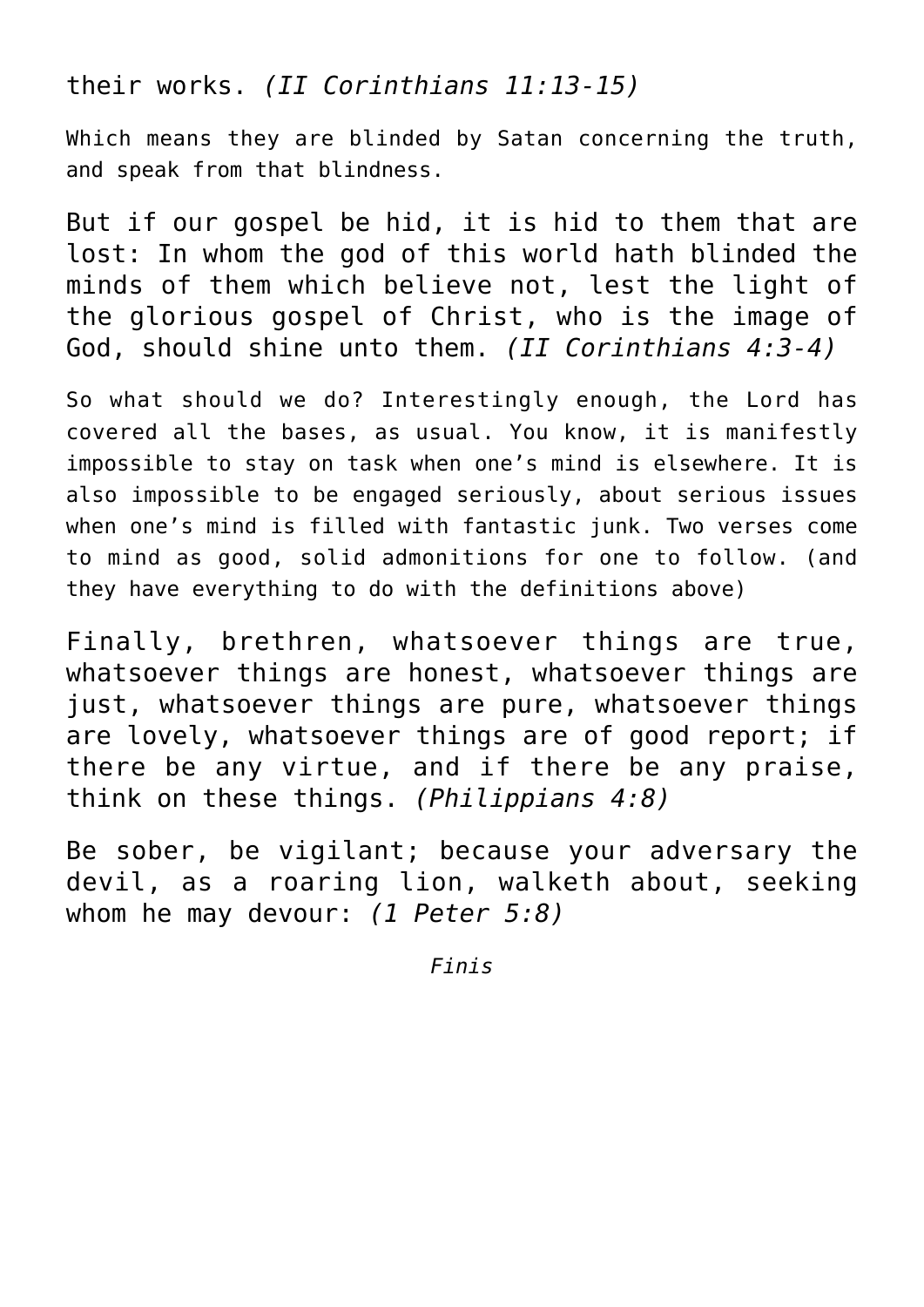their works. *(II Corinthians 11:13-15)*

Which means they are blinded by Satan concerning the truth, and speak from that blindness.

But if our gospel be hid, it is hid to them that are lost: In whom the god of this world hath blinded the minds of them which believe not, lest the light of the glorious gospel of Christ, who is the image of God, should shine unto them. *(II Corinthians 4:3-4)*

So what should we do? Interestingly enough, the Lord has covered all the bases, as usual. You know, it is manifestly impossible to stay on task when one's mind is elsewhere. It is also impossible to be engaged seriously, about serious issues when one's mind is filled with fantastic junk. Two verses come to mind as good, solid admonitions for one to follow. (and they have everything to do with the definitions above)

Finally, brethren, whatsoever things are true, whatsoever things are honest, whatsoever things are just, whatsoever things are pure, whatsoever things are lovely, whatsoever things are of good report; if there be any virtue, and if there be any praise, think on these things. *(Philippians 4:8)*

Be sober, be vigilant; because your adversary the devil, as a roaring lion, walketh about, seeking whom he may devour: *(1 Peter 5:8)*

*Finis*